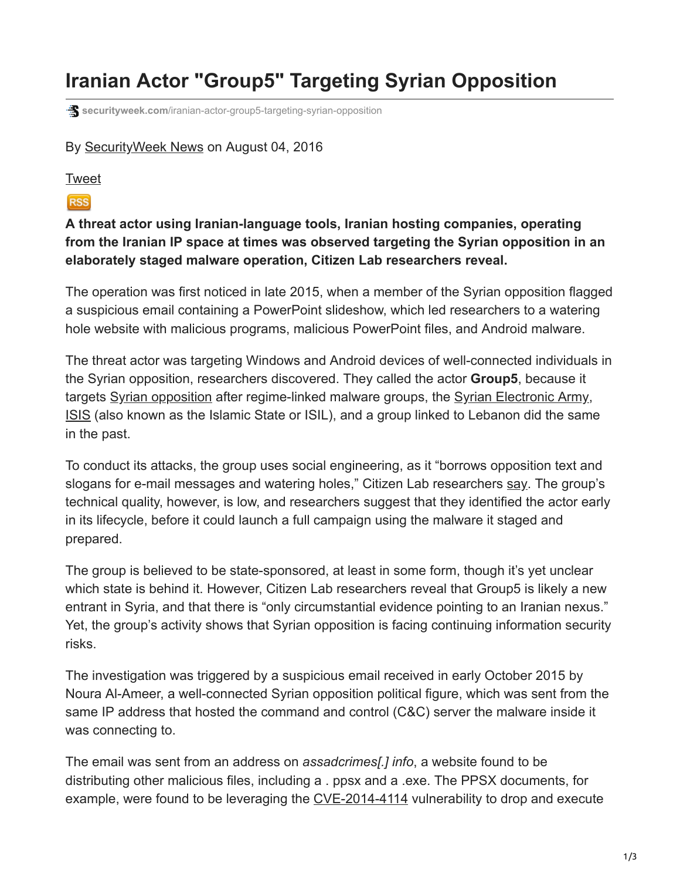# Iranian Actor "Group5" Targeting Syrian Opposition

securityweek.com/iranian-actor-group5-targeting-syrian-opposition

By SecurityWeek News on August 04, 2016

Tweet

RSS

**A threat actor using Iranian-language tools, Iranian hosting companies, operating from the Iranian IP space at times was observed targeting the Syrian opposition in an elaborately staged malware operation, Citizen Lab researchers reveal.**

The operation was first noticed in late 2015, when a member of the Syrian opposition flagged a suspicious email containing a PowerPoint slideshow, which led researchers to a watering hole website with malicious programs, malicious PowerPoint files, and Android malware.

The threat actor was targeting Windows and Android devices of well-connected individuals in the Syrian opposition, researchers discovered. They called the actor **Group5**, because it targets Syrian opposition after regime-linked malware groups, the Syrian Electronic Army, ISIS (also known as the Islamic State or ISIL), and a group linked to Lebanon did the same in the past.

To conduct its attacks, the group uses social engineering, as it "borrows opposition text and slogans for e-mail messages and watering holes," Citizen Lab researchers say. The group's technical quality, however, is low, and researchers suggest that they identified the actor early in its lifecycle, before it could launch a full campaign using the malware it staged and prepared.

The group is believed to be state-sponsored, at least in some form, though it's yet unclear which state is behind it. However, Citizen Lab researchers reveal that Group5 is likely a new entrant in Syria, and that there is "only circumstantial evidence pointing to an Iranian nexus." Yet, the group's activity shows that Syrian opposition is facing continuing information security risks.

The investigation was triggered by a suspicious email received in early October 2015 by Noura Al-Ameer, a well-connected Syrian opposition political figure, which was sent from the same IP address that hosted the command and control (C&C) server the malware inside it was connecting to.

The email was sent from an address on *assadcrimes[.] info*, a website found to be distributing other malicious files, including a . ppsx and a .exe. The PPSX documents, for example, were found to be leveraging the CVE-2014-4114 vulnerability to drop and execute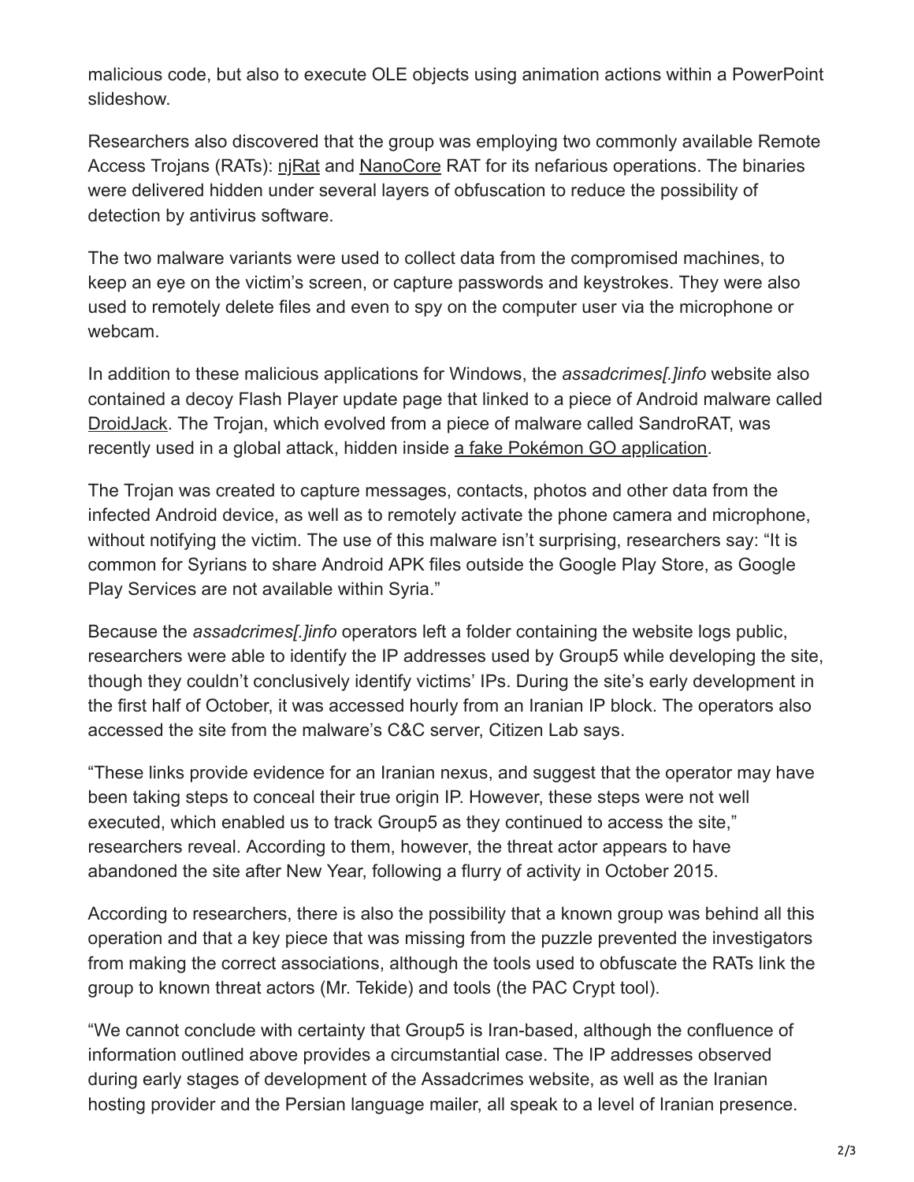malicious code, but also to execute OLE objects using animation actions within a PowerPoint slideshow.

Researchers also discovered that the group was employing two commonly available Remote Access Trojans (RATs): njRat and NanoCore RAT for its nefarious operations. The binaries were delivered hidden under several layers of obfuscation to reduce the possibility of detection by antivirus software.

The two malware variants were used to collect data from the compromised machines, to keep an eye on the victim's screen, or capture passwords and keystrokes. They were also used to remotely delete files and even to spy on the computer user via the microphone or webcam.

In addition to these malicious applications for Windows, the *assadcrimes[.]info* website also contained a decoy Flash Player update page that linked to a piece of Android malware called DroidJack. The Trojan, which evolved from a piece of malware called SandroRAT, was recently used in a global attack, hidden inside a fake Pokémon GO application.

The Trojan was created to capture messages, contacts, photos and other data from the infected Android device, as well as to remotely activate the phone camera and microphone, without notifying the victim. The use of this malware isn't surprising, researchers say: "It is common for Syrians to share Android APK files outside the Google Play Store, as Google Play Services are not available within Syria."

Because the *assadcrimes[.]info* operators left a folder containing the website logs public, researchers were able to identify the IP addresses used by Group5 while developing the site, though they couldn't conclusively identify victims' IPs. During the site's early development in the first half of October, it was accessed hourly from an Iranian IP block. The operators also accessed the site from the malware's C&C server, Citizen Lab says.

"These links provide evidence for an Iranian nexus, and suggest that the operator may have been taking steps to conceal their true origin IP. However, these steps were not well executed, which enabled us to track Group5 as they continued to access the site," researchers reveal. According to them, however, the threat actor appears to have abandoned the site after New Year, following a flurry of activity in October 2015.

According to researchers, there is also the possibility that a known group was behind all this operation and that a key piece that was missing from the puzzle prevented the investigators from making the correct associations, although the tools used to obfuscate the RATs link the group to known threat actors (Mr. Tekide) and tools (the PAC Crypt tool).

"We cannot conclude with certainty that Group5 is Iran-based, although the confluence of information outlined above provides a circumstantial case. The IP addresses observed during early stages of development of the Assadcrimes website, as well as the Iranian hosting provider and the Persian language mailer, all speak to a level of Iranian presence.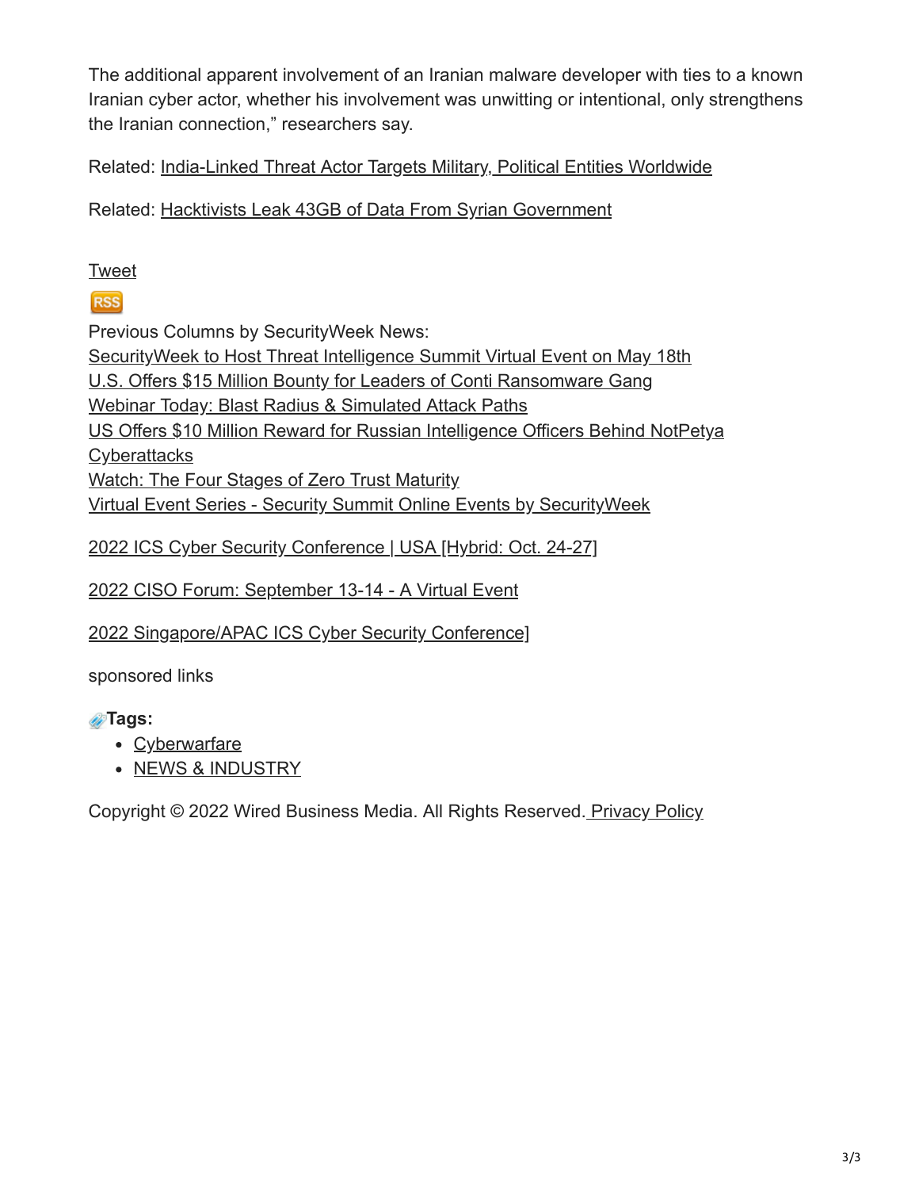The additional apparent involvement of an Iranian malware developer with ties to a known Iranian cyber actor, whether his involvement was unwitting or intentional, only strengthens the Iranian connection," researchers say.

Related: India-Linked Threat Actor Targets Military, Political Entities Worldwide

Related: Hacktivists Leak 43GB of Data From Syrian Government

Tweet

RSS

Previous Columns by SecurityWeek News:
SecurityWeek to Host Threat Intelligence Summit Virtual Event on May 18th
U.S. Offers $15 Million Bounty for Leaders of Conti Ransomware Gang
Webinar Today: Blast Radius & Simulated Attack Paths
US Offers $10 Million Reward for Russian Intelligence Officers Behind NotPetya Cyberattacks
Watch: The Four Stages of Zero Trust Maturity
Virtual Event Series - Security Summit Online Events by SecurityWeek

2022 ICS Cyber Security Conference | USA [Hybrid: Oct. 24-27]

2022 CISO Forum: September 13-14 - A Virtual Event

2022 Singapore/APAC ICS Cyber Security Conference]

sponsored links

**Tags:**

- Cyberwarfare
- NEWS & INDUSTRY

Copyright © 2022 Wired Business Media. All Rights Reserved. Privacy Policy